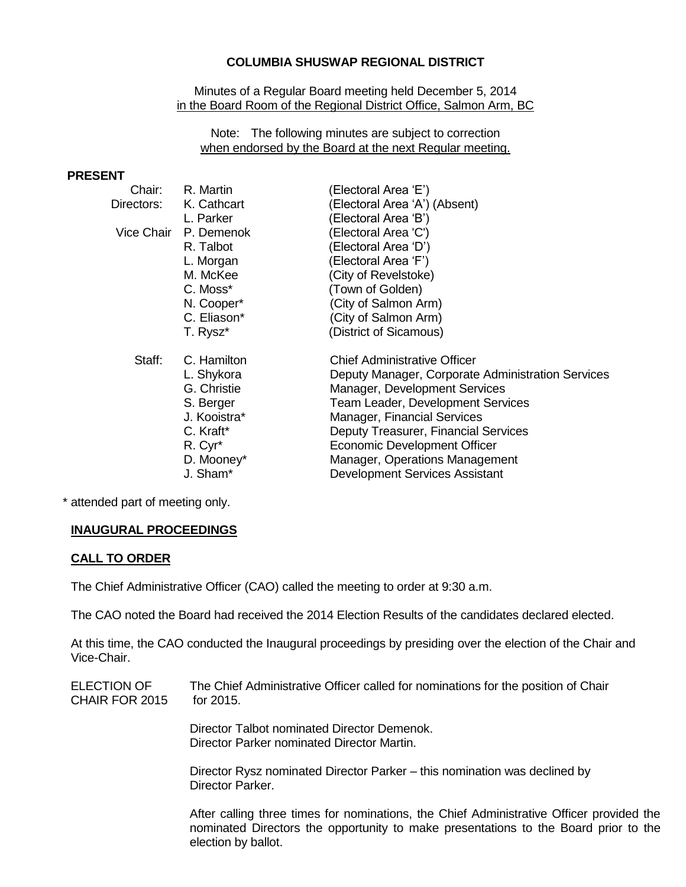# COLUMBIA SHUSWAP REGIONAL DISTRICT

Minutes of a Regular Board meeting held December 5, 2014
in the Board Room of the Regional District Office, Salmon Arm, BC

Note: The following minutes are subject to correction
when endorsed by the Board at the next Regular meeting.

**PRESENT**

| | | |
|---|---|---|
| Chair: | R. Martin | (Electoral Area 'E') |
| Directors: | K. Cathcart | (Electoral Area 'A') (Absent) |
| | L. Parker | (Electoral Area 'B') |
| Vice Chair | P. Demenok | (Electoral Area 'C') |
| | R. Talbot | (Electoral Area 'D') |
| | L. Morgan | (Electoral Area 'F') |
| | M. McKee | (City of Revelstoke) |
| | C. Moss* | (Town of Golden) |
| | N. Cooper* | (City of Salmon Arm) |
| | C. Eliason* | (City of Salmon Arm) |
| | T. Rysz* | (District of Sicamous) |
| Staff: | C. Hamilton | Chief Administrative Officer |
| | L. Shykora | Deputy Manager, Corporate Administration Services |
| | G. Christie | Manager, Development Services |
| | S. Berger | Team Leader, Development Services |
| | J. Kooistra* | Manager, Financial Services |
| | C. Kraft* | Deputy Treasurer, Financial Services |
| | R. Cyr* | Economic Development Officer |
| | D. Mooney* | Manager, Operations Management |
| | J. Sham* | Development Services Assistant |

\* attended part of meeting only.

**INAUGURAL PROCEEDINGS**

**CALL TO ORDER**

The Chief Administrative Officer (CAO) called the meeting to order at 9:30 a.m.

The CAO noted the Board had received the 2014 Election Results of the candidates declared elected.

At this time, the CAO conducted the Inaugural proceedings by presiding over the election of the Chair and Vice-Chair.

ELECTION OF CHAIR FOR 2015

The Chief Administrative Officer called for nominations for the position of Chair for 2015.

Director Talbot nominated Director Demenok.
Director Parker nominated Director Martin.

Director Rysz nominated Director Parker – this nomination was declined by Director Parker.

After calling three times for nominations, the Chief Administrative Officer provided the nominated Directors the opportunity to make presentations to the Board prior to the election by ballot.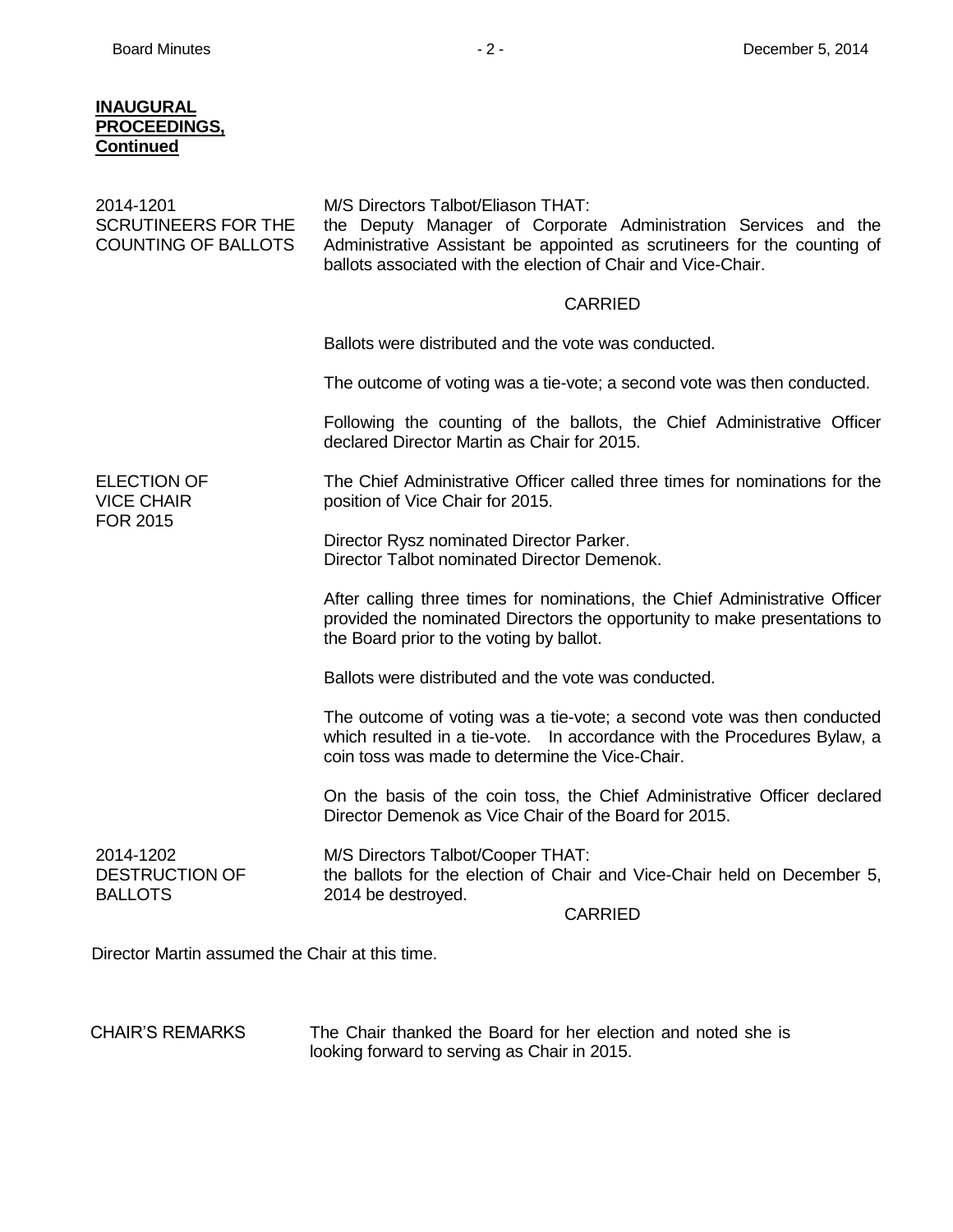**INAUGURAL PROCEEDINGS, Continued**

**2014-1201 SCRUTINEERS FOR THE COUNTING OF BALLOTS**

M/S Directors Talbot/Eliason THAT:
the Deputy Manager of Corporate Administration Services and the Administrative Assistant be appointed as scrutineers for the counting of ballots associated with the election of Chair and Vice-Chair.

CARRIED

Ballots were distributed and the vote was conducted.

The outcome of voting was a tie-vote; a second vote was then conducted.

Following the counting of the ballots, the Chief Administrative Officer declared Director Martin as Chair for 2015.

**ELECTION OF VICE CHAIR FOR 2015**

The Chief Administrative Officer called three times for nominations for the position of Vice Chair for 2015.

Director Rysz nominated Director Parker.
Director Talbot nominated Director Demenok.

After calling three times for nominations, the Chief Administrative Officer provided the nominated Directors the opportunity to make presentations to the Board prior to the voting by ballot.

Ballots were distributed and the vote was conducted.

The outcome of voting was a tie-vote; a second vote was then conducted which resulted in a tie-vote. In accordance with the Procedures Bylaw, a coin toss was made to determine the Vice-Chair.

On the basis of the coin toss, the Chief Administrative Officer declared Director Demenok as Vice Chair of the Board for 2015.

**2014-1202 DESTRUCTION OF BALLOTS**

M/S Directors Talbot/Cooper THAT:
the ballots for the election of Chair and Vice-Chair held on December 5, 2014 be destroyed.

CARRIED

Director Martin assumed the Chair at this time.

**CHAIR'S REMARKS**

The Chair thanked the Board for her election and noted she is looking forward to serving as Chair in 2015.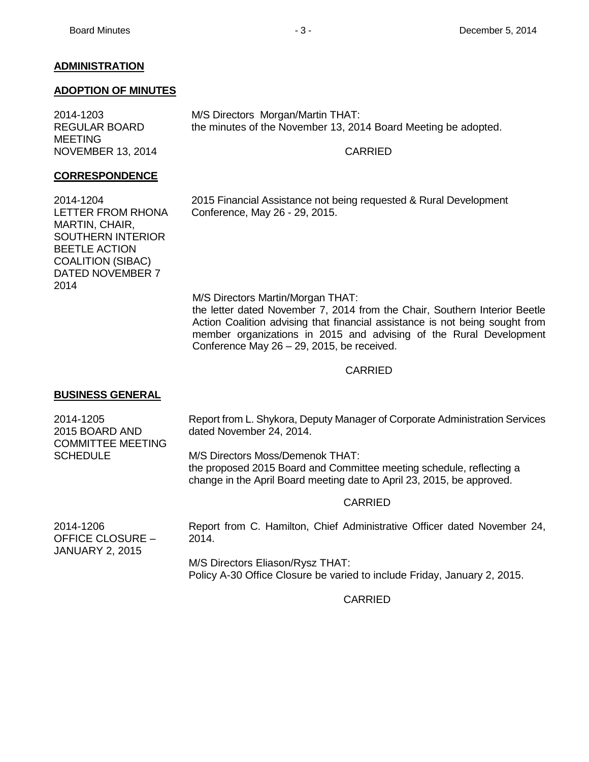## ADMINISTRATION

### ADOPTION OF MINUTES

**2014-1203 REGULAR BOARD MEETING NOVEMBER 13, 2014**

M/S Directors Morgan/Martin THAT:
the minutes of the November 13, 2014 Board Meeting be adopted.

CARRIED

### CORRESPONDENCE

**2014-1204 LETTER FROM RHONA MARTIN, CHAIR, SOUTHERN INTERIOR BEETLE ACTION COALITION (SIBAC) DATED NOVEMBER 7 2014**

2015 Financial Assistance not being requested & Rural Development Conference, May 26 - 29, 2015.

M/S Directors Martin/Morgan THAT:
the letter dated November 7, 2014 from the Chair, Southern Interior Beetle Action Coalition advising that financial assistance is not being sought from member organizations in 2015 and advising of the Rural Development Conference May 26 – 29, 2015, be received.

CARRIED

### BUSINESS GENERAL

**2014-1205 2015 BOARD AND COMMITTEE MEETING SCHEDULE**

Report from L. Shykora, Deputy Manager of Corporate Administration Services dated November 24, 2014.

M/S Directors Moss/Demenok THAT:
the proposed 2015 Board and Committee meeting schedule, reflecting a change in the April Board meeting date to April 23, 2015, be approved.

CARRIED

**2014-1206 OFFICE CLOSURE – JANUARY 2, 2015**

Report from C. Hamilton, Chief Administrative Officer dated November 24, 2014.

M/S Directors Eliason/Rysz THAT:
Policy A-30 Office Closure be varied to include Friday, January 2, 2015.

CARRIED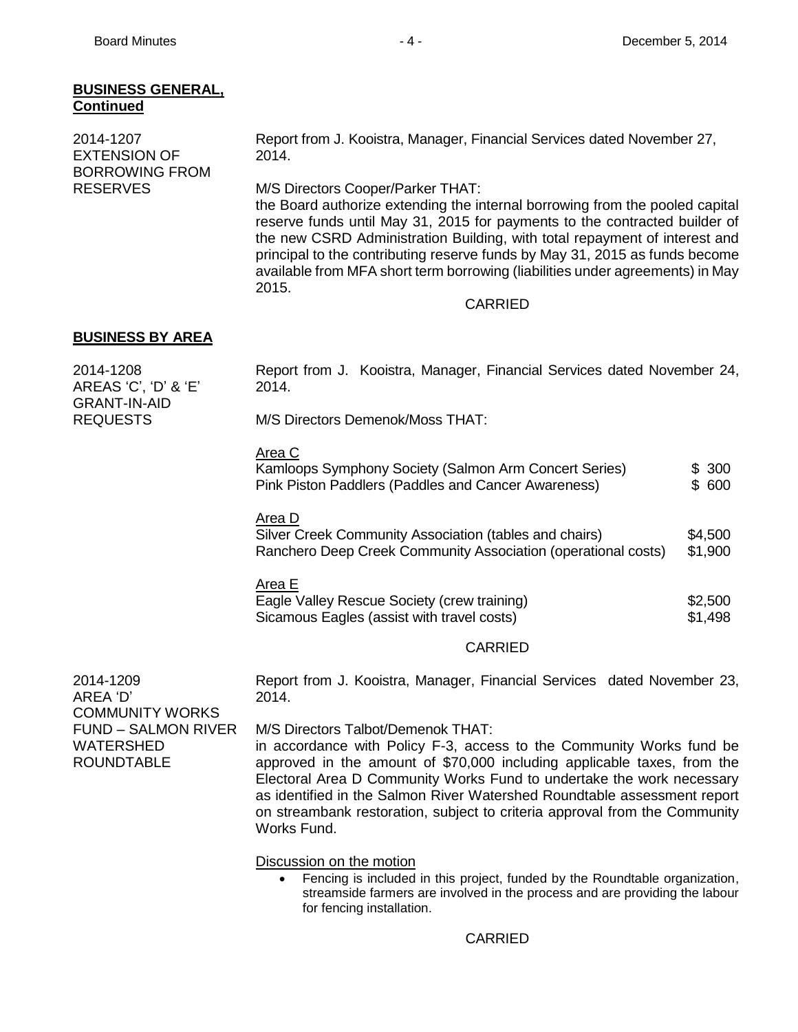**BUSINESS GENERAL, Continued**

**2014-1207 EXTENSION OF BORROWING FROM RESERVES**

Report from J. Kooistra, Manager, Financial Services dated November 27, 2014.

M/S Directors Cooper/Parker THAT:
the Board authorize extending the internal borrowing from the pooled capital reserve funds until May 31, 2015 for payments to the contracted builder of the new CSRD Administration Building, with total repayment of interest and principal to the contributing reserve funds by May 31, 2015 as funds become available from MFA short term borrowing (liabilities under agreements) in May 2015.

CARRIED

**BUSINESS BY AREA**

**2014-1208 AREAS 'C', 'D' & 'E' GRANT-IN-AID REQUESTS**

Report from J. Kooistra, Manager, Financial Services dated November 24, 2014.

M/S Directors Demenok/Moss THAT:

Area C

| | |
|---|---|
| Kamloops Symphony Society (Salmon Arm Concert Series) | $ 300 |
| Pink Piston Paddlers (Paddles and Cancer Awareness) | $ 600 |

Area D

| | |
|---|---|
| Silver Creek Community Association (tables and chairs) | $4,500 |
| Ranchero Deep Creek Community Association (operational costs) | $1,900 |

Area E

| | |
|---|---|
| Eagle Valley Rescue Society (crew training) | $2,500 |
| Sicamous Eagles (assist with travel costs) | $1,498 |

CARRIED

**2014-1209 AREA 'D' COMMUNITY WORKS FUND – SALMON RIVER WATERSHED ROUNDTABLE**

Report from J. Kooistra, Manager, Financial Services dated November 23, 2014.

M/S Directors Talbot/Demenok THAT:
in accordance with Policy F-3, access to the Community Works fund be approved in the amount of $70,000 including applicable taxes, from the Electoral Area D Community Works Fund to undertake the work necessary as identified in the Salmon River Watershed Roundtable assessment report on streambank restoration, subject to criteria approval from the Community Works Fund.

Discussion on the motion

- Fencing is included in this project, funded by the Roundtable organization, streamside farmers are involved in the process and are providing the labour for fencing installation.

CARRIED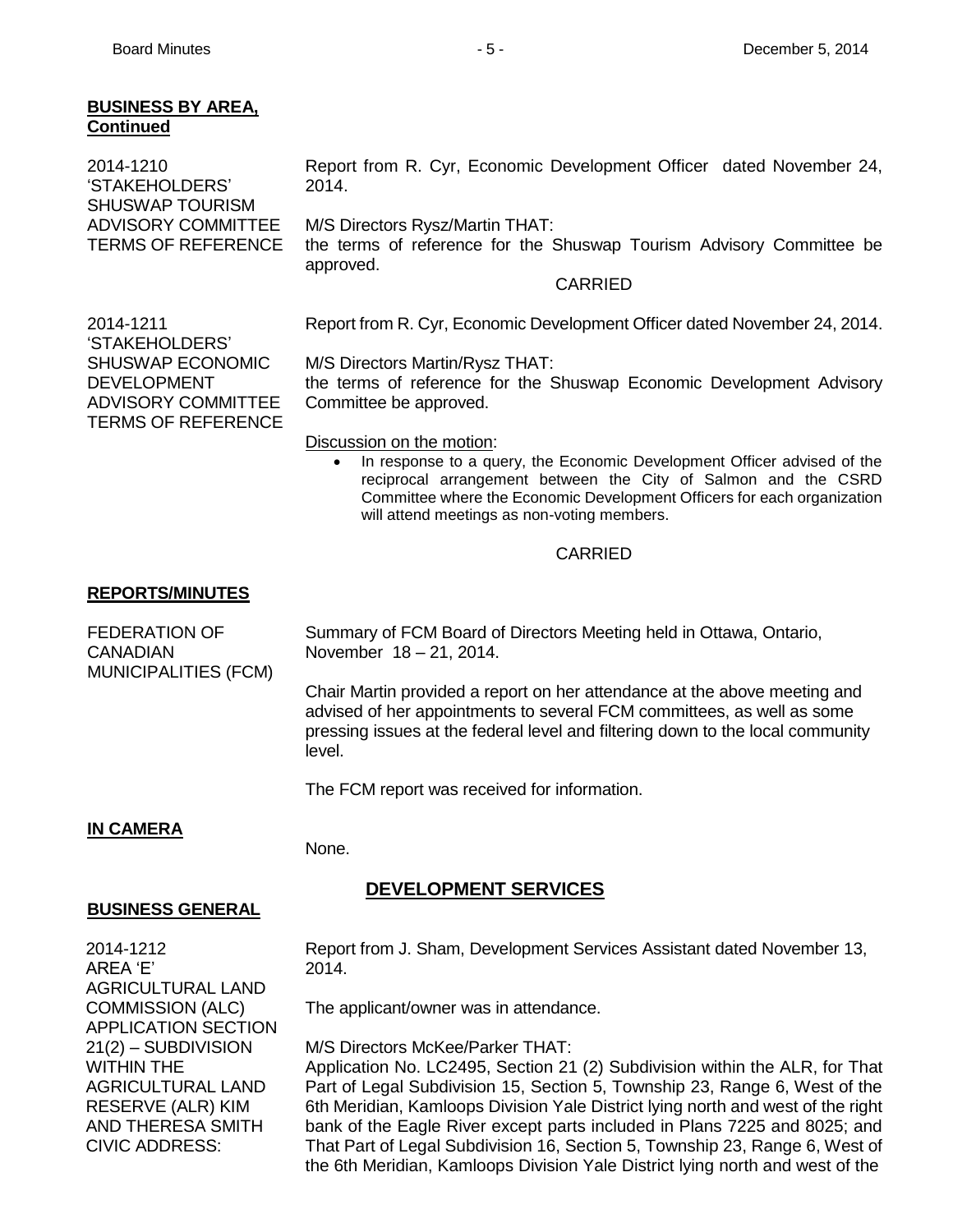**BUSINESS BY AREA, Continued**

**2014-1210 'STAKEHOLDERS' SHUSWAP TOURISM ADVISORY COMMITTEE TERMS OF REFERENCE**

Report from R. Cyr, Economic Development Officer dated November 24, 2014.

M/S Directors Rysz/Martin THAT:
the terms of reference for the Shuswap Tourism Advisory Committee be approved.

CARRIED

**2014-1211 'STAKEHOLDERS' SHUSWAP ECONOMIC DEVELOPMENT ADVISORY COMMITTEE TERMS OF REFERENCE**

Report from R. Cyr, Economic Development Officer dated November 24, 2014.

M/S Directors Martin/Rysz THAT:
the terms of reference for the Shuswap Economic Development Advisory Committee be approved.

Discussion on the motion:

- In response to a query, the Economic Development Officer advised of the reciprocal arrangement between the City of Salmon and the CSRD Committee where the Economic Development Officers for each organization will attend meetings as non-voting members.

CARRIED

**REPORTS/MINUTES**

**FEDERATION OF CANADIAN MUNICIPALITIES (FCM)**

Summary of FCM Board of Directors Meeting held in Ottawa, Ontario, November 18 – 21, 2014.

Chair Martin provided a report on her attendance at the above meeting and advised of her appointments to several FCM committees, as well as some pressing issues at the federal level and filtering down to the local community level.

The FCM report was received for information.

**IN CAMERA**

None.

## DEVELOPMENT SERVICES

**BUSINESS GENERAL**

**2014-1212 AREA 'E' AGRICULTURAL LAND COMMISSION (ALC) APPLICATION SECTION 21(2) – SUBDIVISION WITHIN THE AGRICULTURAL LAND RESERVE (ALR) KIM AND THERESA SMITH CIVIC ADDRESS:**

Report from J. Sham, Development Services Assistant dated November 13, 2014.

The applicant/owner was in attendance.

M/S Directors McKee/Parker THAT:
Application No. LC2495, Section 21 (2) Subdivision within the ALR, for That Part of Legal Subdivision 15, Section 5, Township 23, Range 6, West of the 6th Meridian, Kamloops Division Yale District lying north and west of the right bank of the Eagle River except parts included in Plans 7225 and 8025; and That Part of Legal Subdivision 16, Section 5, Township 23, Range 6, West of the 6th Meridian, Kamloops Division Yale District lying north and west of the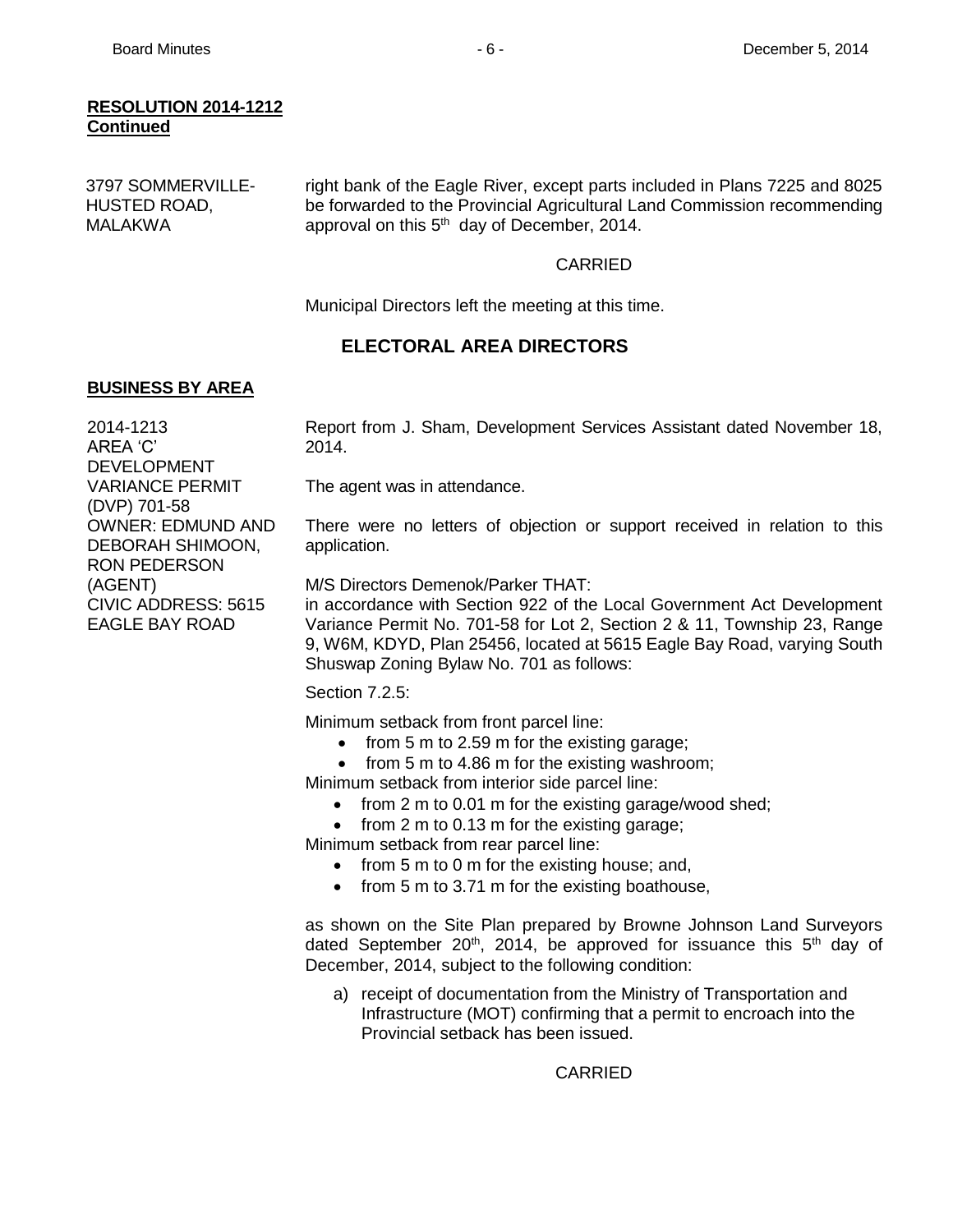**RESOLUTION 2014-1212**
**Continued**

3797 SOMMERVILLE-HUSTED ROAD, MALAKWA

right bank of the Eagle River, except parts included in Plans 7225 and 8025 be forwarded to the Provincial Agricultural Land Commission recommending approval on this 5th day of December, 2014.

CARRIED

Municipal Directors left the meeting at this time.

## ELECTORAL AREA DIRECTORS

**BUSINESS BY AREA**

2014-1213
AREA 'C'
DEVELOPMENT VARIANCE PERMIT (DVP) 701-58
OWNER: EDMUND AND DEBORAH SHIMOON, RON PEDERSON (AGENT)
CIVIC ADDRESS: 5615 EAGLE BAY ROAD

Report from J. Sham, Development Services Assistant dated November 18, 2014.

The agent was in attendance.

There were no letters of objection or support received in relation to this application.

M/S Directors Demenok/Parker THAT:
in accordance with Section 922 of the Local Government Act Development Variance Permit No. 701-58 for Lot 2, Section 2 & 11, Township 23, Range 9, W6M, KDYD, Plan 25456, located at 5615 Eagle Bay Road, varying South Shuswap Zoning Bylaw No. 701 as follows:

Section 7.2.5:

Minimum setback from front parcel line:

- from 5 m to 2.59 m for the existing garage;
- from 5 m to 4.86 m for the existing washroom;

Minimum setback from interior side parcel line:

- from 2 m to 0.01 m for the existing garage/wood shed;
- from 2 m to 0.13 m for the existing garage;

Minimum setback from rear parcel line:

- from 5 m to 0 m for the existing house; and,
- from 5 m to 3.71 m for the existing boathouse,

as shown on the Site Plan prepared by Browne Johnson Land Surveyors dated September 20th, 2014, be approved for issuance this 5th day of December, 2014, subject to the following condition:

a) receipt of documentation from the Ministry of Transportation and Infrastructure (MOT) confirming that a permit to encroach into the Provincial setback has been issued.

CARRIED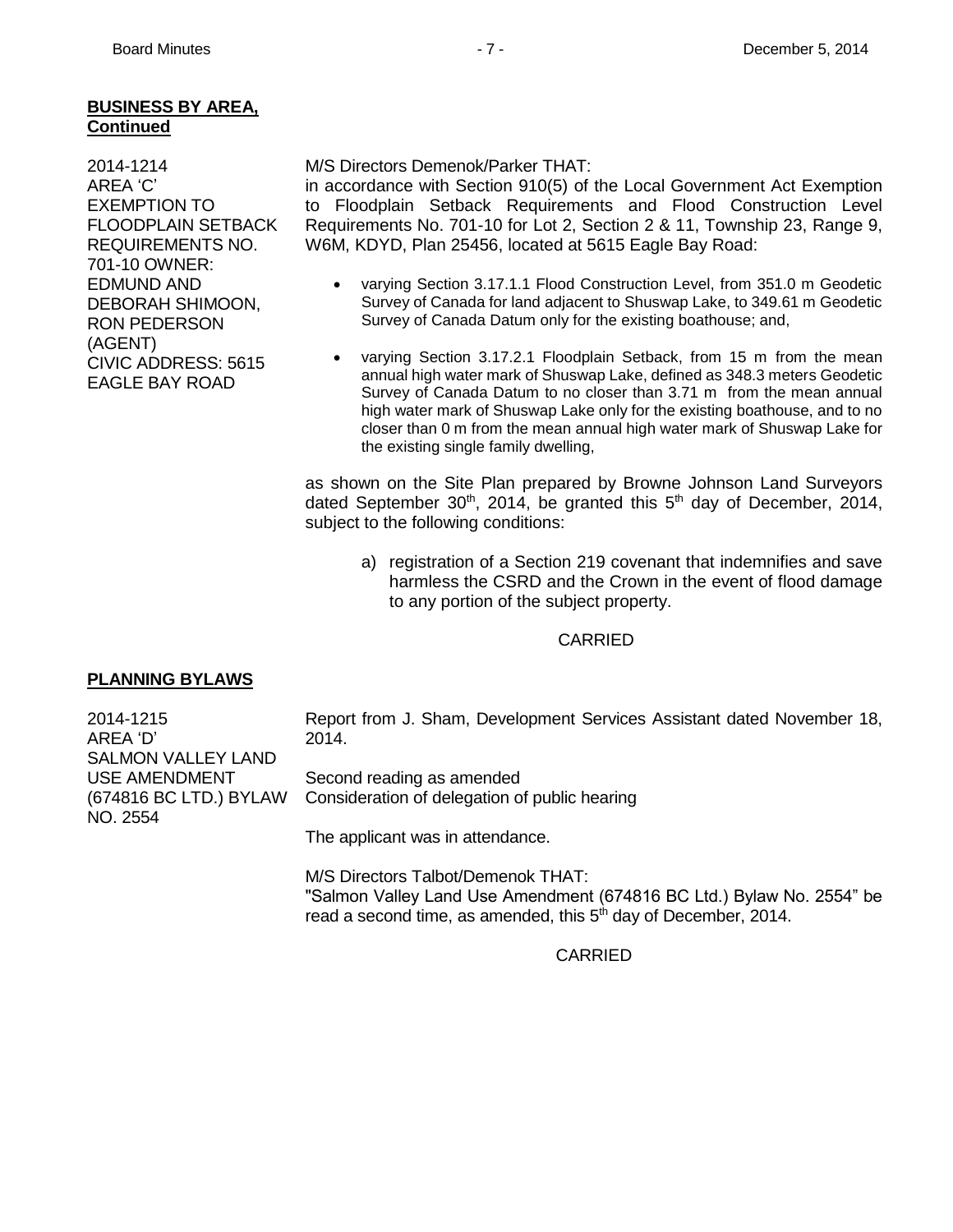**BUSINESS BY AREA, Continued**

2014-1214
AREA 'C'
EXEMPTION TO FLOODPLAIN SETBACK REQUIREMENTS NO. 701-10 OWNER: EDMUND AND DEBORAH SHIMOON, RON PEDERSON (AGENT)
CIVIC ADDRESS: 5615 EAGLE BAY ROAD

M/S Directors Demenok/Parker THAT:
in accordance with Section 910(5) of the Local Government Act Exemption to Floodplain Setback Requirements and Flood Construction Level Requirements No. 701-10 for Lot 2, Section 2 & 11, Township 23, Range 9, W6M, KDYD, Plan 25456, located at 5615 Eagle Bay Road:

- varying Section 3.17.1.1 Flood Construction Level, from 351.0 m Geodetic Survey of Canada for land adjacent to Shuswap Lake, to 349.61 m Geodetic Survey of Canada Datum only for the existing boathouse; and,
- varying Section 3.17.2.1 Floodplain Setback, from 15 m from the mean annual high water mark of Shuswap Lake, defined as 348.3 meters Geodetic Survey of Canada Datum to no closer than 3.71 m from the mean annual high water mark of Shuswap Lake only for the existing boathouse, and to no closer than 0 m from the mean annual high water mark of Shuswap Lake for the existing single family dwelling,

as shown on the Site Plan prepared by Browne Johnson Land Surveyors dated September 30th, 2014, be granted this 5th day of December, 2014, subject to the following conditions:

a) registration of a Section 219 covenant that indemnifies and save harmless the CSRD and the Crown in the event of flood damage to any portion of the subject property.

CARRIED

**PLANNING BYLAWS**

2014-1215
AREA 'D'
SALMON VALLEY LAND USE AMENDMENT (674816 BC LTD.) BYLAW NO. 2554

Report from J. Sham, Development Services Assistant dated November 18, 2014.

Second reading as amended
Consideration of delegation of public hearing

The applicant was in attendance.

M/S Directors Talbot/Demenok THAT:
"Salmon Valley Land Use Amendment (674816 BC Ltd.) Bylaw No. 2554" be read a second time, as amended, this 5th day of December, 2014.

CARRIED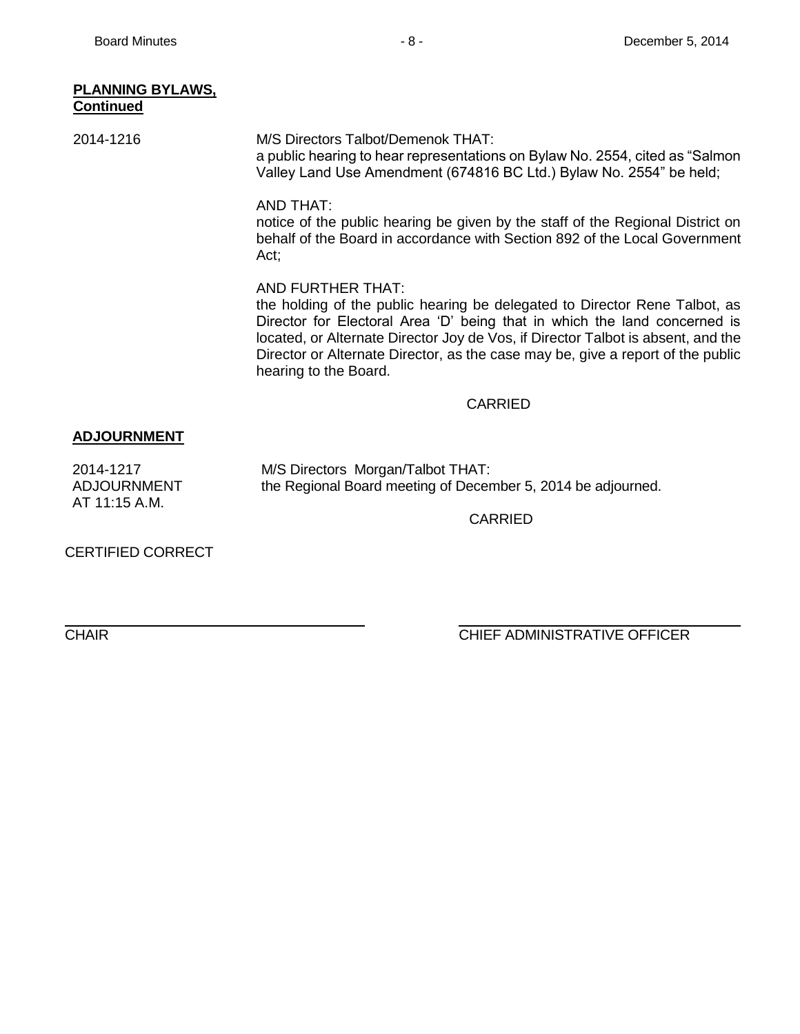**PLANNING BYLAWS, Continued**

2014-1216

M/S Directors Talbot/Demenok THAT:
a public hearing to hear representations on Bylaw No. 2554, cited as "Salmon Valley Land Use Amendment (674816 BC Ltd.) Bylaw No. 2554" be held;

AND THAT:
notice of the public hearing be given by the staff of the Regional District on behalf of the Board in accordance with Section 892 of the Local Government Act;

AND FURTHER THAT:
the holding of the public hearing be delegated to Director Rene Talbot, as Director for Electoral Area 'D' being that in which the land concerned is located, or Alternate Director Joy de Vos, if Director Talbot is absent, and the Director or Alternate Director, as the case may be, give a report of the public hearing to the Board.

CARRIED

**ADJOURNMENT**

2014-1217
ADJOURNMENT
AT 11:15 A.M.

M/S Directors Morgan/Talbot THAT:
the Regional Board meeting of December 5, 2014 be adjourned.

CARRIED

CERTIFIED CORRECT

CHAIR

CHIEF ADMINISTRATIVE OFFICER